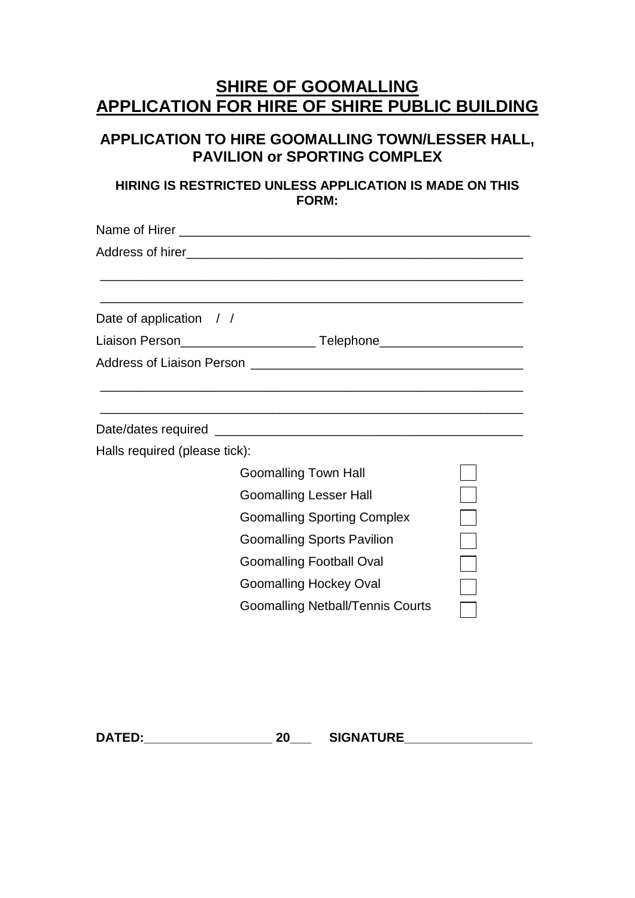# SHIRE OF GOOMALLING
# APPLICATION FOR HIRE OF SHIRE PUBLIC BUILDING

## APPLICATION TO HIRE GOOMALLING TOWN/LESSER HALL, PAVILION or SPORTING COMPLEX

### HIRING IS RESTRICTED UNLESS APPLICATION IS MADE ON THIS FORM:

Name of Hirer \_\_\_\_\_\_\_\_\_\_\_\_\_\_\_\_\_\_\_\_\_\_\_\_\_\_\_\_\_\_\_\_\_\_\_\_\_\_\_\_\_\_\_\_\_\_\_\_\_\_

Address of hirer\_\_\_\_\_\_\_\_\_\_\_\_\_\_\_\_\_\_\_\_\_\_\_\_\_\_\_\_\_\_\_\_\_\_\_\_\_\_\_\_\_\_\_\_\_\_\_\_

\_\_\_\_\_\_\_\_\_\_\_\_\_\_\_\_\_\_\_\_\_\_\_\_\_\_\_\_\_\_\_\_\_\_\_\_\_\_\_\_\_\_\_\_\_\_\_\_\_\_\_\_\_\_\_\_\_\_\_\_\_\_

\_\_\_\_\_\_\_\_\_\_\_\_\_\_\_\_\_\_\_\_\_\_\_\_\_\_\_\_\_\_\_\_\_\_\_\_\_\_\_\_\_\_\_\_\_\_\_\_\_\_\_\_\_\_\_\_\_\_\_\_\_\_

Date of application / /

Liaison Person\_\_\_\_\_\_\_\_\_\_\_\_\_\_\_\_\_\_\_ Telephone\_\_\_\_\_\_\_\_\_\_\_\_\_\_\_\_\_\_\_\_

Address of Liaison Person \_\_\_\_\_\_\_\_\_\_\_\_\_\_\_\_\_\_\_\_\_\_\_\_\_\_\_\_\_\_\_\_\_\_\_\_\_\_\_

\_\_\_\_\_\_\_\_\_\_\_\_\_\_\_\_\_\_\_\_\_\_\_\_\_\_\_\_\_\_\_\_\_\_\_\_\_\_\_\_\_\_\_\_\_\_\_\_\_\_\_\_\_\_\_\_\_\_\_\_\_\_

\_\_\_\_\_\_\_\_\_\_\_\_\_\_\_\_\_\_\_\_\_\_\_\_\_\_\_\_\_\_\_\_\_\_\_\_\_\_\_\_\_\_\_\_\_\_\_\_\_\_\_\_\_\_\_\_\_\_\_\_\_\_

Date/dates required \_\_\_\_\_\_\_\_\_\_\_\_\_\_\_\_\_\_\_\_\_\_\_\_\_\_\_\_\_\_\_\_\_\_\_\_\_\_\_\_\_\_\_\_

Halls required (please tick):

- [ ] Goomalling Town Hall
- [ ] Goomalling Lesser Hall
- [ ] Goomalling Sporting Complex
- [ ] Goomalling Sports Pavilion
- [ ] Goomalling Football Oval
- [ ] Goomalling Hockey Oval
- [ ] Goomalling Netball/Tennis Courts

**DATED:\_\_\_\_\_\_\_\_\_\_\_\_\_\_\_\_\_\_ 20\_\_\_ SIGNATURE\_\_\_\_\_\_\_\_\_\_\_\_\_\_\_\_\_\_**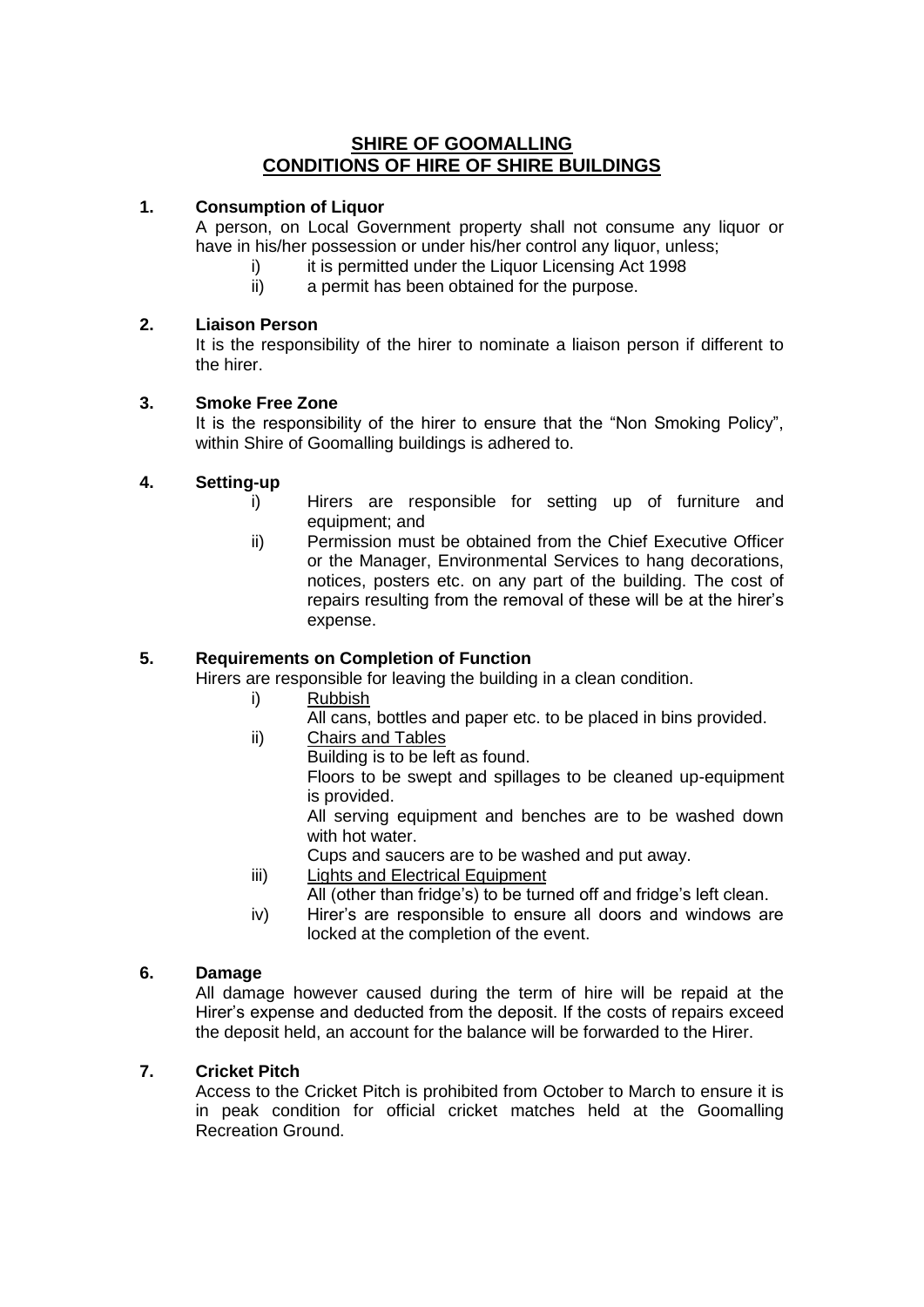# SHIRE OF GOOMALLING
# CONDITIONS OF HIRE OF SHIRE BUILDINGS

**1. Consumption of Liquor**

A person, on Local Government property shall not consume any liquor or have in his/her possession or under his/her control any liquor, unless;

i) it is permitted under the Liquor Licensing Act 1998
ii) a permit has been obtained for the purpose.

**2. Liaison Person**

It is the responsibility of the hirer to nominate a liaison person if different to the hirer.

**3. Smoke Free Zone**

It is the responsibility of the hirer to ensure that the "Non Smoking Policy", within Shire of Goomalling buildings is adhered to.

**4. Setting-up**

i) Hirers are responsible for setting up of furniture and equipment; and
ii) Permission must be obtained from the Chief Executive Officer or the Manager, Environmental Services to hang decorations, notices, posters etc. on any part of the building. The cost of repairs resulting from the removal of these will be at the hirer's expense.

**5. Requirements on Completion of Function**

Hirers are responsible for leaving the building in a clean condition.

i) Rubbish
All cans, bottles and paper etc. to be placed in bins provided.
ii) Chairs and Tables
Building is to be left as found.
Floors to be swept and spillages to be cleaned up-equipment is provided.
All serving equipment and benches are to be washed down with hot water.
Cups and saucers are to be washed and put away.
iii) Lights and Electrical Equipment
All (other than fridge's) to be turned off and fridge's left clean.
iv) Hirer's are responsible to ensure all doors and windows are locked at the completion of the event.

**6. Damage**

All damage however caused during the term of hire will be repaid at the Hirer's expense and deducted from the deposit. If the costs of repairs exceed the deposit held, an account for the balance will be forwarded to the Hirer.

**7. Cricket Pitch**

Access to the Cricket Pitch is prohibited from October to March to ensure it is in peak condition for official cricket matches held at the Goomalling Recreation Ground.